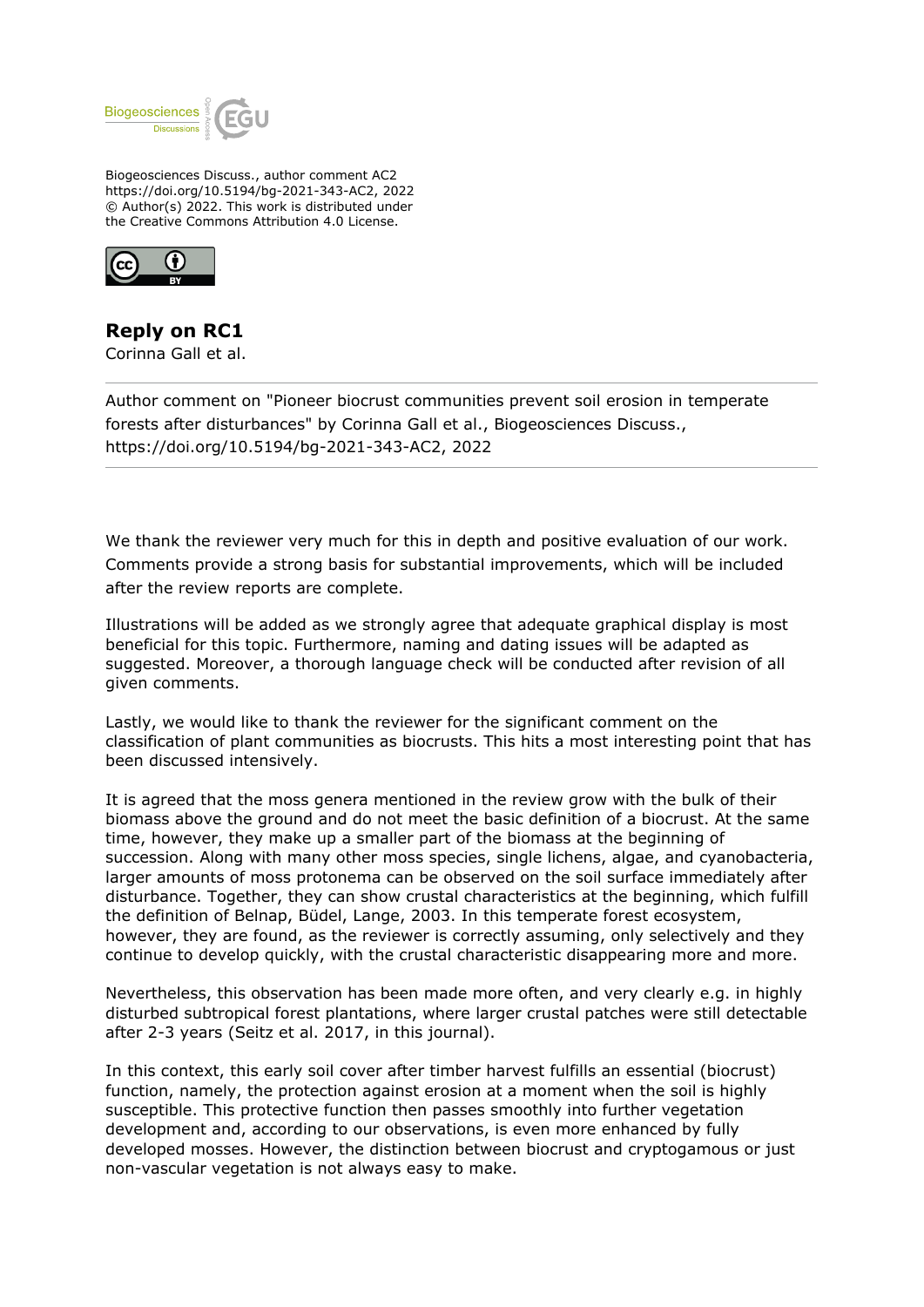Biogeosciences Discuss., author comment AC2
https://doi.org/10.5194/bg-2021-343-AC2, 2022
© Author(s) 2022. This work is distributed under
the Creative Commons Attribution 4.0 License.

## Reply on RC1

Corinna Gall et al.

---

Author comment on "Pioneer biocrust communities prevent soil erosion in temperate forests after disturbances" by Corinna Gall et al., Biogeosciences Discuss., https://doi.org/10.5194/bg-2021-343-AC2, 2022

---

We thank the reviewer very much for this in depth and positive evaluation of our work. Comments provide a strong basis for substantial improvements, which will be included after the review reports are complete.

Illustrations will be added as we strongly agree that adequate graphical display is most beneficial for this topic. Furthermore, naming and dating issues will be adapted as suggested. Moreover, a thorough language check will be conducted after revision of all given comments.

Lastly, we would like to thank the reviewer for the significant comment on the classification of plant communities as biocrusts. This hits a most interesting point that has been discussed intensively.

It is agreed that the moss genera mentioned in the review grow with the bulk of their biomass above the ground and do not meet the basic definition of a biocrust. At the same time, however, they make up a smaller part of the biomass at the beginning of succession. Along with many other moss species, single lichens, algae, and cyanobacteria, larger amounts of moss protonema can be observed on the soil surface immediately after disturbance. Together, they can show crustal characteristics at the beginning, which fulfill the definition of Belnap, Büdel, Lange, 2003. In this temperate forest ecosystem, however, they are found, as the reviewer is correctly assuming, only selectively and they continue to develop quickly, with the crustal characteristic disappearing more and more.

Nevertheless, this observation has been made more often, and very clearly e.g. in highly disturbed subtropical forest plantations, where larger crustal patches were still detectable after 2-3 years (Seitz et al. 2017, in this journal).

In this context, this early soil cover after timber harvest fulfills an essential (biocrust) function, namely, the protection against erosion at a moment when the soil is highly susceptible. This protective function then passes smoothly into further vegetation development and, according to our observations, is even more enhanced by fully developed mosses. However, the distinction between biocrust and cryptogamous or just non-vascular vegetation is not always easy to make.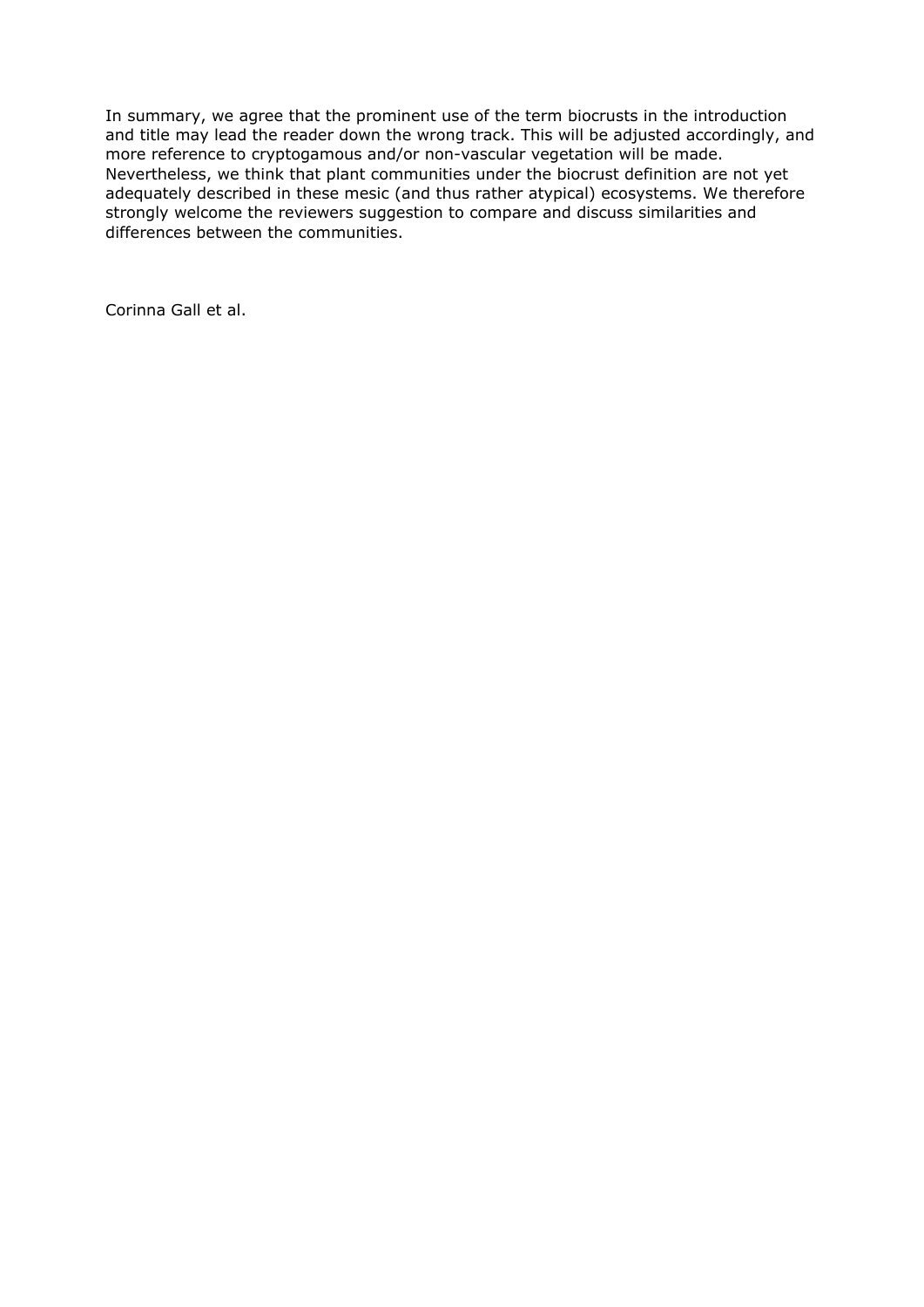In summary, we agree that the prominent use of the term biocrusts in the introduction and title may lead the reader down the wrong track. This will be adjusted accordingly, and more reference to cryptogamous and/or non-vascular vegetation will be made. Nevertheless, we think that plant communities under the biocrust definition are not yet adequately described in these mesic (and thus rather atypical) ecosystems. We therefore strongly welcome the reviewers suggestion to compare and discuss similarities and differences between the communities.

Corinna Gall et al.